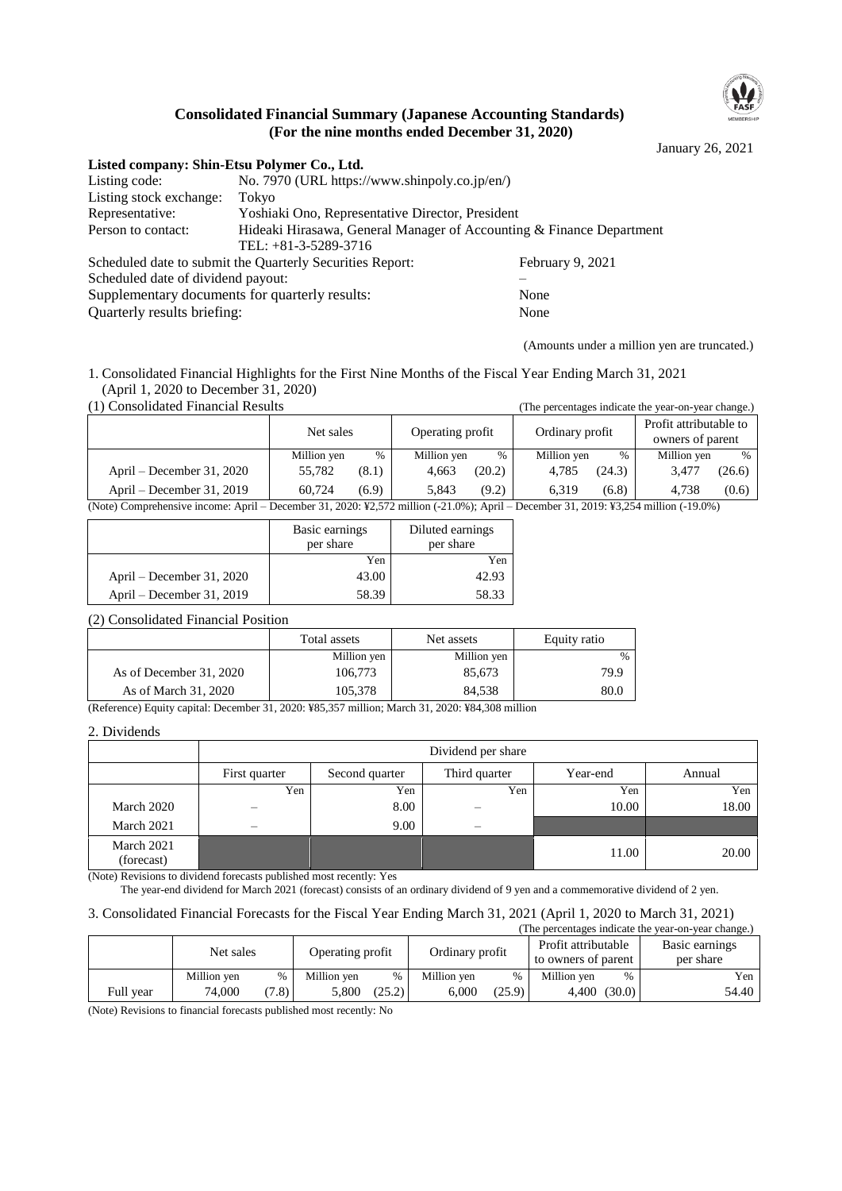# Consolidated Financial Summary (Japanese Accounting Standards)
# (For the nine months ended December 31, 2020)

January 26, 2021

**Listed company: Shin-Etsu Polymer Co., Ltd.**

Listing code: No. 7970 (URL https://www.shinpoly.co.jp/en/)
Listing stock exchange: Tokyo
Representative: Yoshiaki Ono, Representative Director, President
Person to contact: Hideaki Hirasawa, General Manager of Accounting & Finance Department
TEL: +81-3-5289-3716
Scheduled date to submit the Quarterly Securities Report: February 9, 2021
Scheduled date of dividend payout: –
Supplementary documents for quarterly results: None
Quarterly results briefing: None

(Amounts under a million yen are truncated.)

1. Consolidated Financial Highlights for the First Nine Months of the Fiscal Year Ending March 31, 2021
(April 1, 2020 to December 31, 2020)

(1) Consolidated Financial Results (The percentages indicate the year-on-year change.)

| | Net sales | | Operating profit | | Ordinary profit | | Profit attributable to owners of parent | |
|---|---|---|---|---|---|---|---|---|
| | Million yen | % | Million yen | % | Million yen | % | Million yen | % |
| April – December 31, 2020 | 55,782 | (8.1) | 4,663 | (20.2) | 4,785 | (24.3) | 3,477 | (26.6) |
| April – December 31, 2019 | 60,724 | (6.9) | 5,843 | (9.2) | 6,319 | (6.8) | 4,738 | (0.6) |

(Note) Comprehensive income: April – December 31, 2020: ¥2,572 million (-21.0%); April – December 31, 2019: ¥3,254 million (-19.0%)

| | Basic earnings per share | Diluted earnings per share |
|---|---|---|
| | Yen | Yen |
| April – December 31, 2020 | 43.00 | 42.93 |
| April – December 31, 2019 | 58.39 | 58.33 |

(2) Consolidated Financial Position

| | Total assets | Net assets | Equity ratio |
|---|---|---|---|
| | Million yen | Million yen | % |
| As of December 31, 2020 | 106,773 | 85,673 | 79.9 |
| As of March 31, 2020 | 105,378 | 84,538 | 80.0 |

(Reference) Equity capital: December 31, 2020: ¥85,357 million; March 31, 2020: ¥84,308 million

2. Dividends

| | Dividend per share | | | | |
|---|---|---|---|---|---|
| | First quarter | Second quarter | Third quarter | Year-end | Annual |
| | Yen | Yen | Yen | Yen | Yen |
| March 2020 | – | 8.00 | – | 10.00 | 18.00 |
| March 2021 | – | 9.00 | – | | |
| March 2021 (forecast) | | | | 11.00 | 20.00 |

(Note) Revisions to dividend forecasts published most recently: Yes
The year-end dividend for March 2021 (forecast) consists of an ordinary dividend of 9 yen and a commemorative dividend of 2 yen.

3. Consolidated Financial Forecasts for the Fiscal Year Ending March 31, 2021 (April 1, 2020 to March 31, 2021)

(The percentages indicate the year-on-year change.)

| | Net sales | | Operating profit | | Ordinary profit | | Profit attributable to owners of parent | | Basic earnings per share |
|---|---|---|---|---|---|---|---|---|---|
| | Million yen | % | Million yen | % | Million yen | % | Million yen | % | Yen |
| Full year | 74,000 | (7.8) | 5,800 | (25.2) | 6,000 | (25.9) | 4,400 | (30.0) | 54.40 |

(Note) Revisions to financial forecasts published most recently: No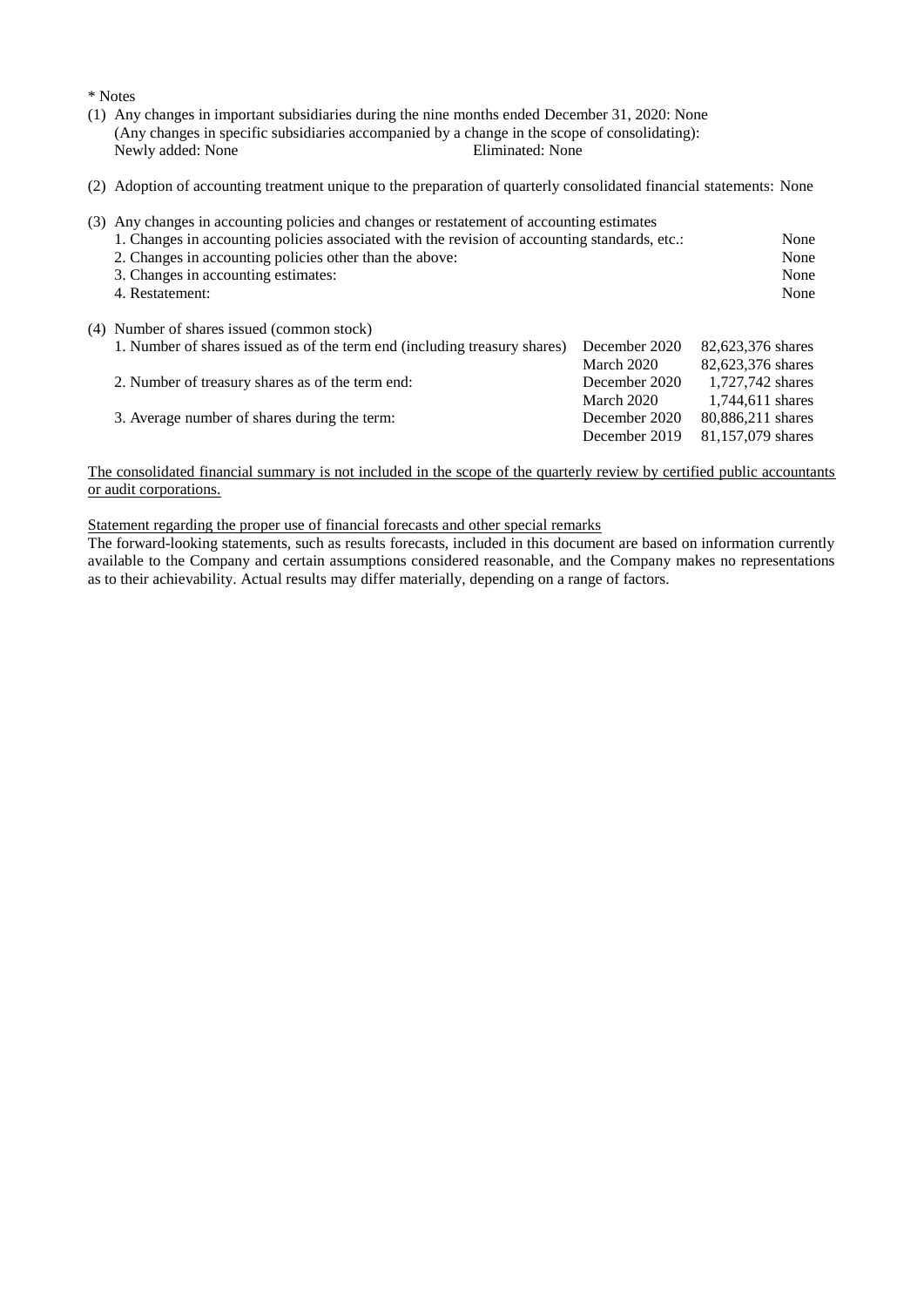\* Notes

(1) Any changes in important subsidiaries during the nine months ended December 31, 2020: None
(Any changes in specific subsidiaries accompanied by a change in the scope of consolidating):
Newly added: None Eliminated: None

(2) Adoption of accounting treatment unique to the preparation of quarterly consolidated financial statements: None

(3) Any changes in accounting policies and changes or restatement of accounting estimates

| | |
|---|---|
| 1. Changes in accounting policies associated with the revision of accounting standards, etc.: | None |
| 2. Changes in accounting policies other than the above: | None |
| 3. Changes in accounting estimates: | None |
| 4. Restatement: | None |

(4) Number of shares issued (common stock)

| | | |
|---|---|---|
| 1. Number of shares issued as of the term end (including treasury shares) | December 2020 | 82,623,376 shares |
| | March 2020 | 82,623,376 shares |
| 2. Number of treasury shares as of the term end: | December 2020 | 1,727,742 shares |
| | March 2020 | 1,744,611 shares |
| 3. Average number of shares during the term: | December 2020 | 80,886,211 shares |
| | December 2019 | 81,157,079 shares |

The consolidated financial summary is not included in the scope of the quarterly review by certified public accountants or audit corporations.

Statement regarding the proper use of financial forecasts and other special remarks

The forward-looking statements, such as results forecasts, included in this document are based on information currently available to the Company and certain assumptions considered reasonable, and the Company makes no representations as to their achievability. Actual results may differ materially, depending on a range of factors.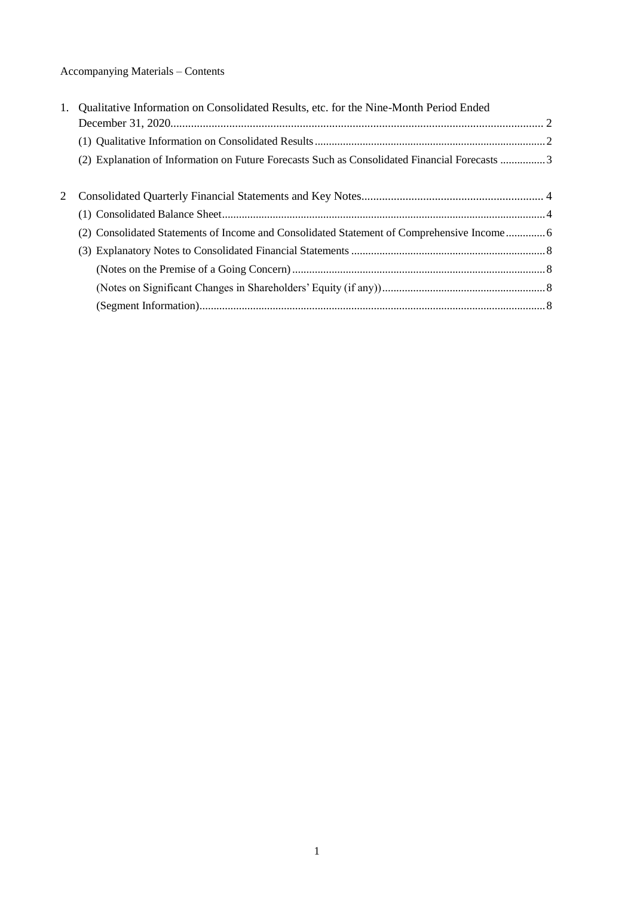Accompanying Materials – Contents

1. Qualitative Information on Consolidated Results, etc. for the Nine-Month Period Ended December 31, 2020 ........ 2
   - (1) Qualitative Information on Consolidated Results ........ 2
   - (2) Explanation of Information on Future Forecasts Such as Consolidated Financial Forecasts ........ 3

2. Consolidated Quarterly Financial Statements and Key Notes ........ 4
   - (1) Consolidated Balance Sheet ........ 4
   - (2) Consolidated Statements of Income and Consolidated Statement of Comprehensive Income ........ 6
   - (3) Explanatory Notes to Consolidated Financial Statements ........ 8
     - (Notes on the Premise of a Going Concern) ........ 8
     - (Notes on Significant Changes in Shareholders' Equity (if any)) ........ 8
     - (Segment Information) ........ 8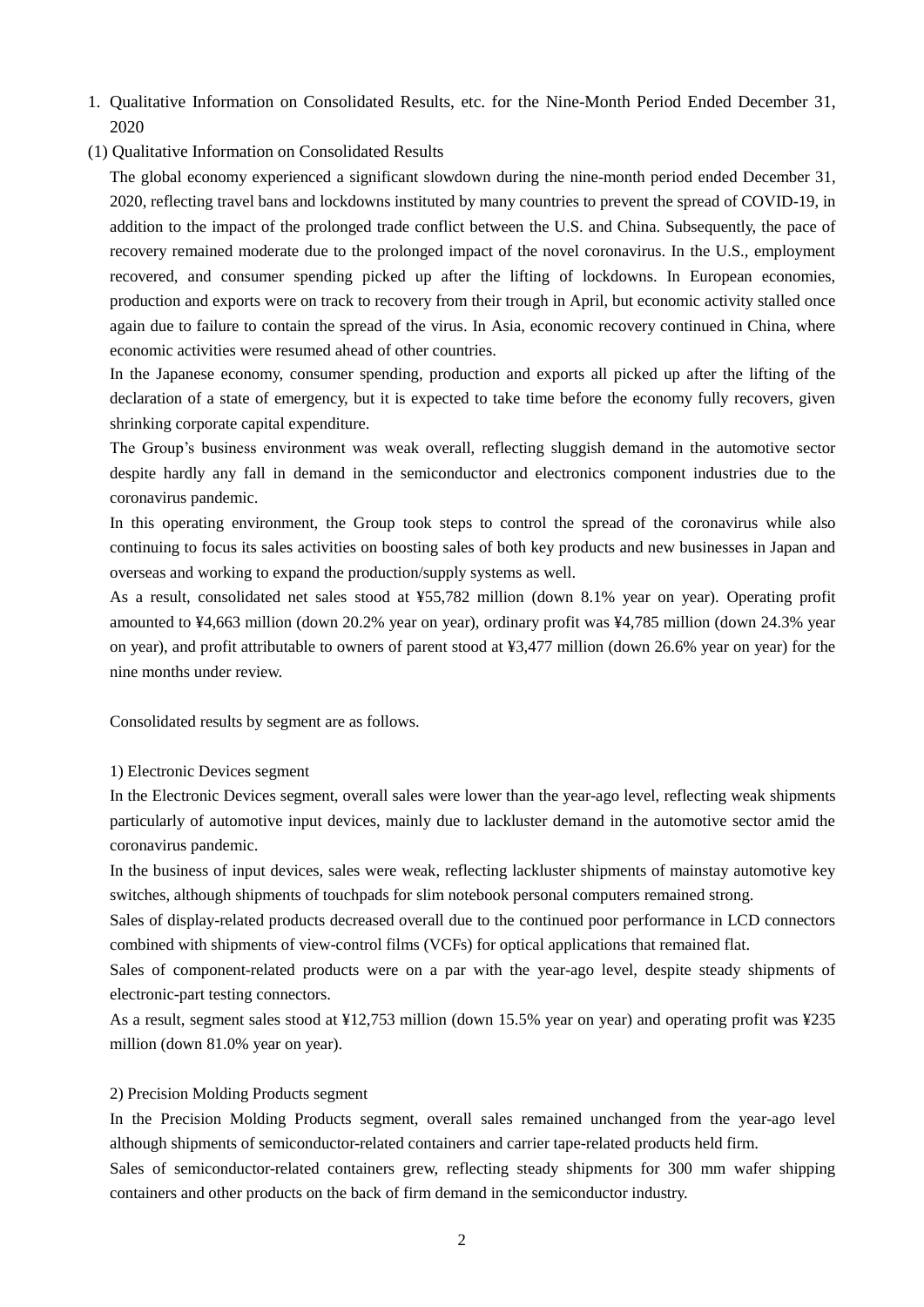1. Qualitative Information on Consolidated Results, etc. for the Nine-Month Period Ended December 31, 2020

(1) Qualitative Information on Consolidated Results

The global economy experienced a significant slowdown during the nine-month period ended December 31, 2020, reflecting travel bans and lockdowns instituted by many countries to prevent the spread of COVID-19, in addition to the impact of the prolonged trade conflict between the U.S. and China. Subsequently, the pace of recovery remained moderate due to the prolonged impact of the novel coronavirus. In the U.S., employment recovered, and consumer spending picked up after the lifting of lockdowns. In European economies, production and exports were on track to recovery from their trough in April, but economic activity stalled once again due to failure to contain the spread of the virus. In Asia, economic recovery continued in China, where economic activities were resumed ahead of other countries.

In the Japanese economy, consumer spending, production and exports all picked up after the lifting of the declaration of a state of emergency, but it is expected to take time before the economy fully recovers, given shrinking corporate capital expenditure.

The Group's business environment was weak overall, reflecting sluggish demand in the automotive sector despite hardly any fall in demand in the semiconductor and electronics component industries due to the coronavirus pandemic.

In this operating environment, the Group took steps to control the spread of the coronavirus while also continuing to focus its sales activities on boosting sales of both key products and new businesses in Japan and overseas and working to expand the production/supply systems as well.

As a result, consolidated net sales stood at ¥55,782 million (down 8.1% year on year). Operating profit amounted to ¥4,663 million (down 20.2% year on year), ordinary profit was ¥4,785 million (down 24.3% year on year), and profit attributable to owners of parent stood at ¥3,477 million (down 26.6% year on year) for the nine months under review.

Consolidated results by segment are as follows.

1) Electronic Devices segment

In the Electronic Devices segment, overall sales were lower than the year-ago level, reflecting weak shipments particularly of automotive input devices, mainly due to lackluster demand in the automotive sector amid the coronavirus pandemic.

In the business of input devices, sales were weak, reflecting lackluster shipments of mainstay automotive key switches, although shipments of touchpads for slim notebook personal computers remained strong.

Sales of display-related products decreased overall due to the continued poor performance in LCD connectors combined with shipments of view-control films (VCFs) for optical applications that remained flat.

Sales of component-related products were on a par with the year-ago level, despite steady shipments of electronic-part testing connectors.

As a result, segment sales stood at ¥12,753 million (down 15.5% year on year) and operating profit was ¥235 million (down 81.0% year on year).

2) Precision Molding Products segment

In the Precision Molding Products segment, overall sales remained unchanged from the year-ago level although shipments of semiconductor-related containers and carrier tape-related products held firm.

Sales of semiconductor-related containers grew, reflecting steady shipments for 300 mm wafer shipping containers and other products on the back of firm demand in the semiconductor industry.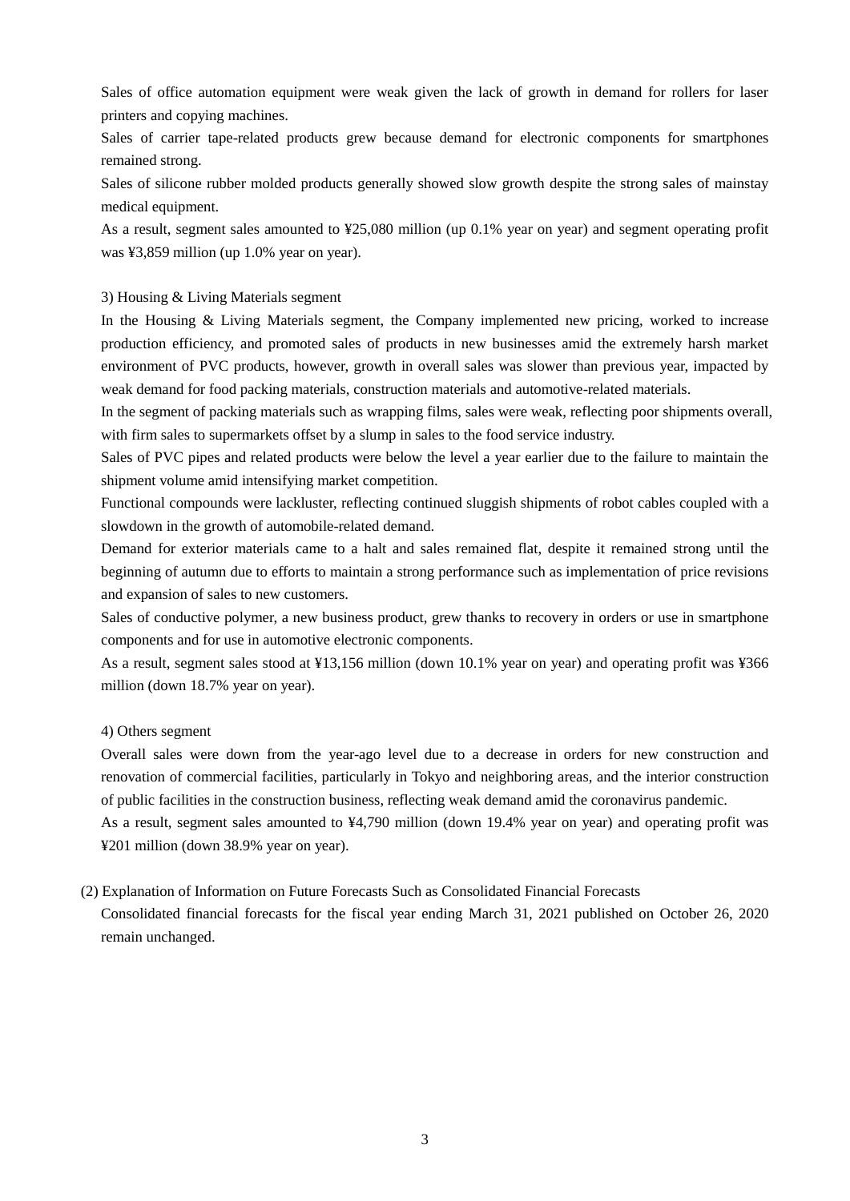Sales of office automation equipment were weak given the lack of growth in demand for rollers for laser printers and copying machines.

Sales of carrier tape-related products grew because demand for electronic components for smartphones remained strong.

Sales of silicone rubber molded products generally showed slow growth despite the strong sales of mainstay medical equipment.

As a result, segment sales amounted to ¥25,080 million (up 0.1% year on year) and segment operating profit was ¥3,859 million (up 1.0% year on year).

3) Housing & Living Materials segment

In the Housing & Living Materials segment, the Company implemented new pricing, worked to increase production efficiency, and promoted sales of products in new businesses amid the extremely harsh market environment of PVC products, however, growth in overall sales was slower than previous year, impacted by weak demand for food packing materials, construction materials and automotive-related materials.

In the segment of packing materials such as wrapping films, sales were weak, reflecting poor shipments overall, with firm sales to supermarkets offset by a slump in sales to the food service industry.

Sales of PVC pipes and related products were below the level a year earlier due to the failure to maintain the shipment volume amid intensifying market competition.

Functional compounds were lackluster, reflecting continued sluggish shipments of robot cables coupled with a slowdown in the growth of automobile-related demand.

Demand for exterior materials came to a halt and sales remained flat, despite it remained strong until the beginning of autumn due to efforts to maintain a strong performance such as implementation of price revisions and expansion of sales to new customers.

Sales of conductive polymer, a new business product, grew thanks to recovery in orders or use in smartphone components and for use in automotive electronic components.

As a result, segment sales stood at ¥13,156 million (down 10.1% year on year) and operating profit was ¥366 million (down 18.7% year on year).

4) Others segment

Overall sales were down from the year-ago level due to a decrease in orders for new construction and renovation of commercial facilities, particularly in Tokyo and neighboring areas, and the interior construction of public facilities in the construction business, reflecting weak demand amid the coronavirus pandemic.

As a result, segment sales amounted to ¥4,790 million (down 19.4% year on year) and operating profit was ¥201 million (down 38.9% year on year).

(2) Explanation of Information on Future Forecasts Such as Consolidated Financial Forecasts

Consolidated financial forecasts for the fiscal year ending March 31, 2021 published on October 26, 2020 remain unchanged.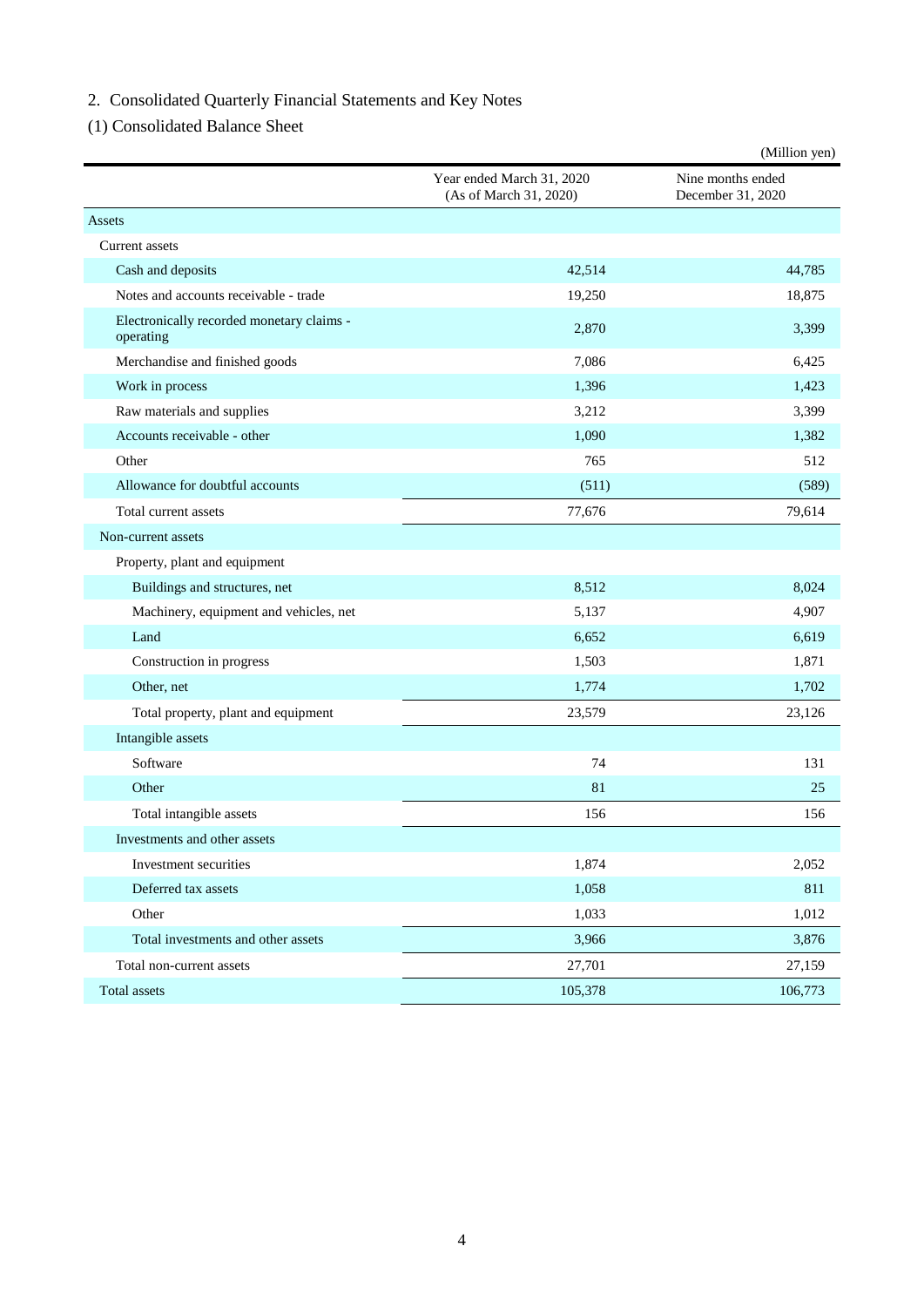2. Consolidated Quarterly Financial Statements and Key Notes

(1) Consolidated Balance Sheet

(Million yen)

| | Year ended March 31, 2020 (As of March 31, 2020) | Nine months ended December 31, 2020 |
|---|---|---|
| Assets | | |
| Current assets | | |
| Cash and deposits | 42,514 | 44,785 |
| Notes and accounts receivable - trade | 19,250 | 18,875 |
| Electronically recorded monetary claims - operating | 2,870 | 3,399 |
| Merchandise and finished goods | 7,086 | 6,425 |
| Work in process | 1,396 | 1,423 |
| Raw materials and supplies | 3,212 | 3,399 |
| Accounts receivable - other | 1,090 | 1,382 |
| Other | 765 | 512 |
| Allowance for doubtful accounts | (511) | (589) |
| Total current assets | 77,676 | 79,614 |
| Non-current assets | | |
| Property, plant and equipment | | |
| Buildings and structures, net | 8,512 | 8,024 |
| Machinery, equipment and vehicles, net | 5,137 | 4,907 |
| Land | 6,652 | 6,619 |
| Construction in progress | 1,503 | 1,871 |
| Other, net | 1,774 | 1,702 |
| Total property, plant and equipment | 23,579 | 23,126 |
| Intangible assets | | |
| Software | 74 | 131 |
| Other | 81 | 25 |
| Total intangible assets | 156 | 156 |
| Investments and other assets | | |
| Investment securities | 1,874 | 2,052 |
| Deferred tax assets | 1,058 | 811 |
| Other | 1,033 | 1,012 |
| Total investments and other assets | 3,966 | 3,876 |
| Total non-current assets | 27,701 | 27,159 |
| Total assets | 105,378 | 106,773 |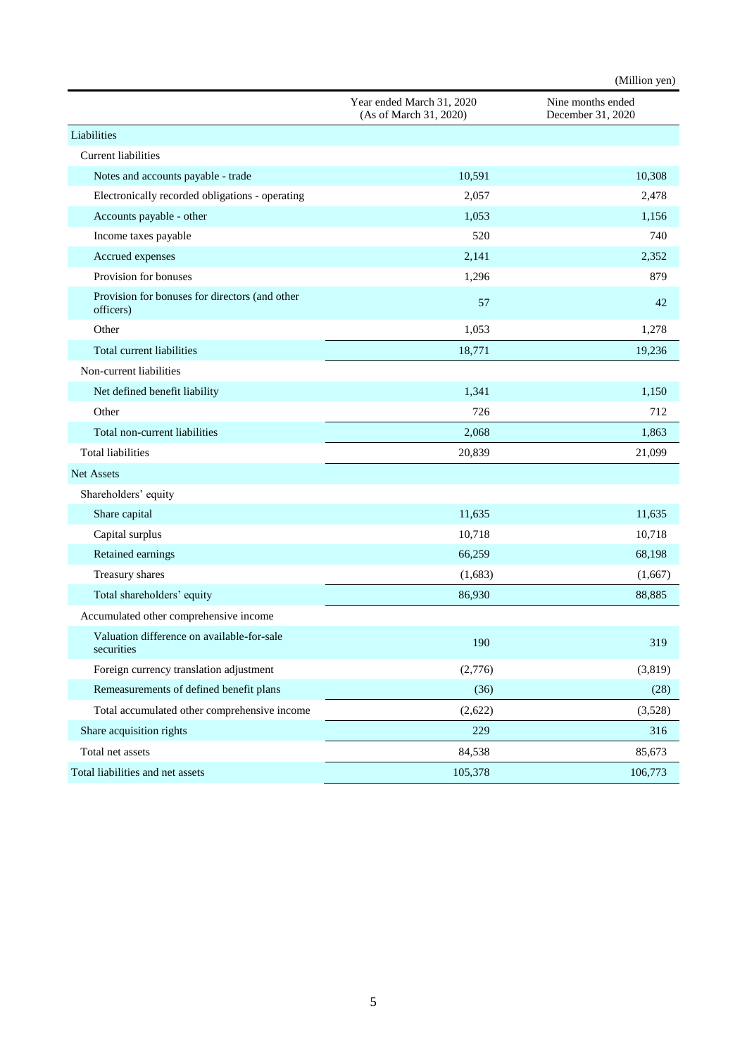(Million yen)

| | Year ended March 31, 2020 (As of March 31, 2020) | Nine months ended December 31, 2020 |
|---|---|---|
| Liabilities | | |
| Current liabilities | | |
| Notes and accounts payable - trade | 10,591 | 10,308 |
| Electronically recorded obligations - operating | 2,057 | 2,478 |
| Accounts payable - other | 1,053 | 1,156 |
| Income taxes payable | 520 | 740 |
| Accrued expenses | 2,141 | 2,352 |
| Provision for bonuses | 1,296 | 879 |
| Provision for bonuses for directors (and other officers) | 57 | 42 |
| Other | 1,053 | 1,278 |
| Total current liabilities | 18,771 | 19,236 |
| Non-current liabilities | | |
| Net defined benefit liability | 1,341 | 1,150 |
| Other | 726 | 712 |
| Total non-current liabilities | 2,068 | 1,863 |
| Total liabilities | 20,839 | 21,099 |
| Net Assets | | |
| Shareholders' equity | | |
| Share capital | 11,635 | 11,635 |
| Capital surplus | 10,718 | 10,718 |
| Retained earnings | 66,259 | 68,198 |
| Treasury shares | (1,683) | (1,667) |
| Total shareholders' equity | 86,930 | 88,885 |
| Accumulated other comprehensive income | | |
| Valuation difference on available-for-sale securities | 190 | 319 |
| Foreign currency translation adjustment | (2,776) | (3,819) |
| Remeasurements of defined benefit plans | (36) | (28) |
| Total accumulated other comprehensive income | (2,622) | (3,528) |
| Share acquisition rights | 229 | 316 |
| Total net assets | 84,538 | 85,673 |
| Total liabilities and net assets | 105,378 | 106,773 |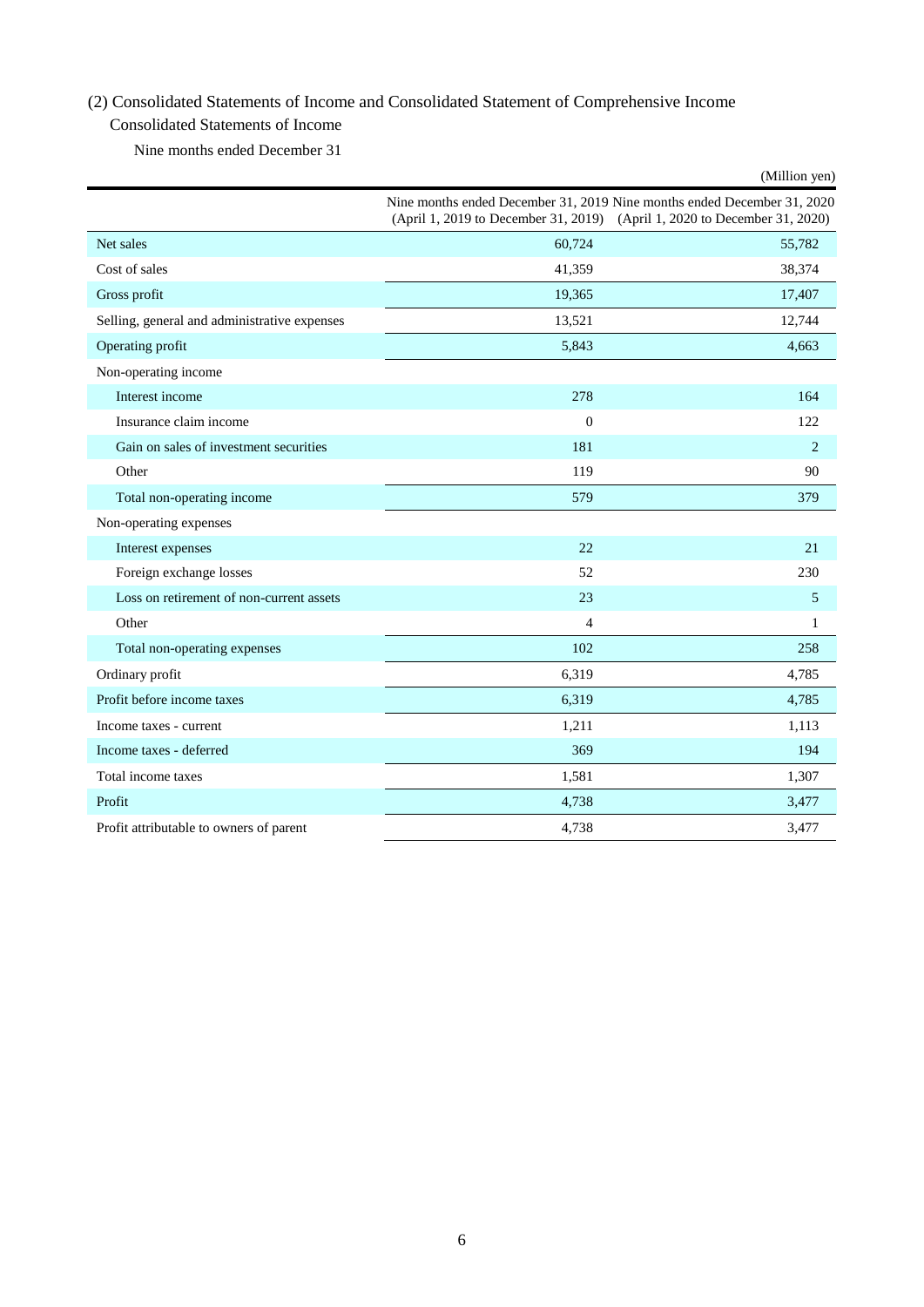## (2) Consolidated Statements of Income and Consolidated Statement of Comprehensive Income

### Consolidated Statements of Income

Nine months ended December 31

(Million yen)

| | Nine months ended December 31, 2019 (April 1, 2019 to December 31, 2019) | Nine months ended December 31, 2020 (April 1, 2020 to December 31, 2020) |
|---|---|---|
| Net sales | 60,724 | 55,782 |
| Cost of sales | 41,359 | 38,374 |
| Gross profit | 19,365 | 17,407 |
| Selling, general and administrative expenses | 13,521 | 12,744 |
| Operating profit | 5,843 | 4,663 |
| Non-operating income | | |
| Interest income | 278 | 164 |
| Insurance claim income | 0 | 122 |
| Gain on sales of investment securities | 181 | 2 |
| Other | 119 | 90 |
| Total non-operating income | 579 | 379 |
| Non-operating expenses | | |
| Interest expenses | 22 | 21 |
| Foreign exchange losses | 52 | 230 |
| Loss on retirement of non-current assets | 23 | 5 |
| Other | 4 | 1 |
| Total non-operating expenses | 102 | 258 |
| Ordinary profit | 6,319 | 4,785 |
| Profit before income taxes | 6,319 | 4,785 |
| Income taxes - current | 1,211 | 1,113 |
| Income taxes - deferred | 369 | 194 |
| Total income taxes | 1,581 | 1,307 |
| Profit | 4,738 | 3,477 |
| Profit attributable to owners of parent | 4,738 | 3,477 |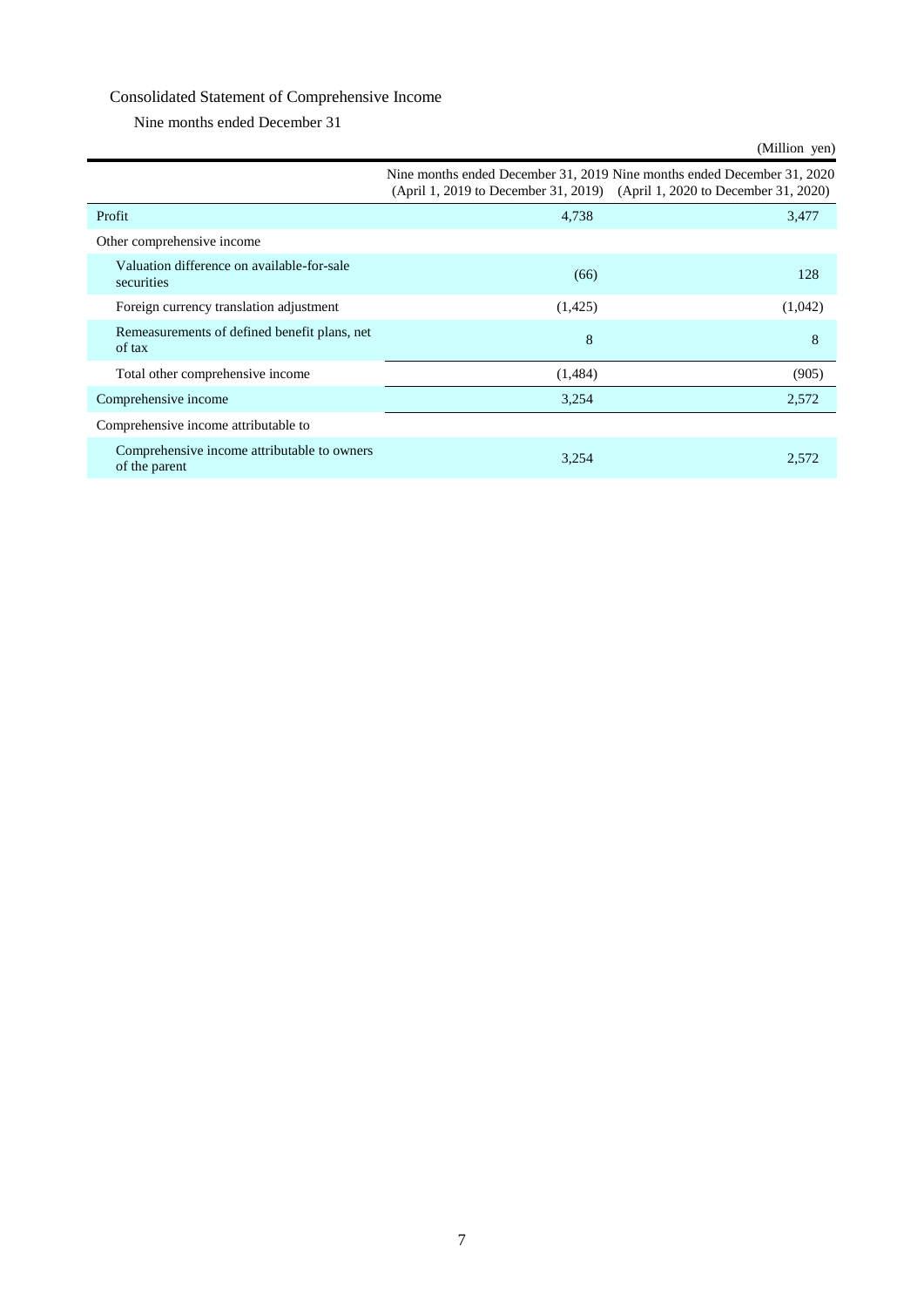## Consolidated Statement of Comprehensive Income

### Nine months ended December 31

(Million yen)

| | Nine months ended December 31, 2019 (April 1, 2019 to December 31, 2019) | Nine months ended December 31, 2020 (April 1, 2020 to December 31, 2020) |
|---|---|---|
| Profit | 4,738 | 3,477 |
| Other comprehensive income | | |
| Valuation difference on available-for-sale securities | (66) | 128 |
| Foreign currency translation adjustment | (1,425) | (1,042) |
| Remeasurements of defined benefit plans, net of tax | 8 | 8 |
| Total other comprehensive income | (1,484) | (905) |
| Comprehensive income | 3,254 | 2,572 |
| Comprehensive income attributable to | | |
| Comprehensive income attributable to owners of the parent | 3,254 | 2,572 |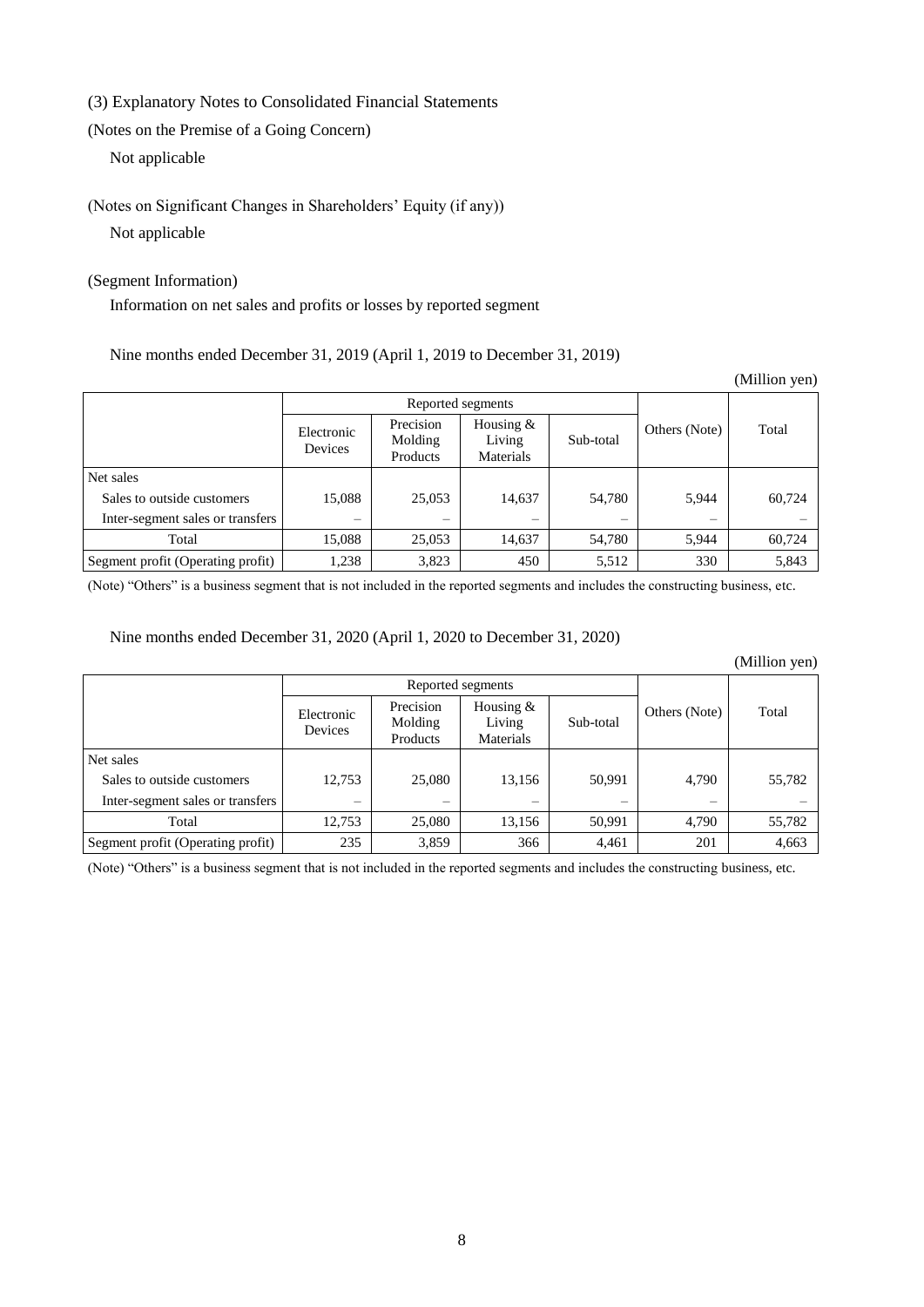(3) Explanatory Notes to Consolidated Financial Statements

(Notes on the Premise of a Going Concern)

Not applicable

(Notes on Significant Changes in Shareholders' Equity (if any))

Not applicable

(Segment Information)

Information on net sales and profits or losses by reported segment

Nine months ended December 31, 2019 (April 1, 2019 to December 31, 2019)

(Million yen)

| | Reported segments | | | | Others (Note) | Total |
|---|---|---|---|---|---|---|
| | Electronic Devices | Precision Molding Products | Housing & Living Materials | Sub-total | | |
| Net sales | | | | | | |
| Sales to outside customers | 15,088 | 25,053 | 14,637 | 54,780 | 5,944 | 60,724 |
| Inter-segment sales or transfers | – | – | – | – | – | – |
| Total | 15,088 | 25,053 | 14,637 | 54,780 | 5,944 | 60,724 |
| Segment profit (Operating profit) | 1,238 | 3,823 | 450 | 5,512 | 330 | 5,843 |

(Note) "Others" is a business segment that is not included in the reported segments and includes the constructing business, etc.

Nine months ended December 31, 2020 (April 1, 2020 to December 31, 2020)

(Million yen)

| | Reported segments | | | | Others (Note) | Total |
|---|---|---|---|---|---|---|
| | Electronic Devices | Precision Molding Products | Housing & Living Materials | Sub-total | | |
| Net sales | | | | | | |
| Sales to outside customers | 12,753 | 25,080 | 13,156 | 50,991 | 4,790 | 55,782 |
| Inter-segment sales or transfers | – | – | – | – | – | – |
| Total | 12,753 | 25,080 | 13,156 | 50,991 | 4,790 | 55,782 |
| Segment profit (Operating profit) | 235 | 3,859 | 366 | 4,461 | 201 | 4,663 |

(Note) "Others" is a business segment that is not included in the reported segments and includes the constructing business, etc.